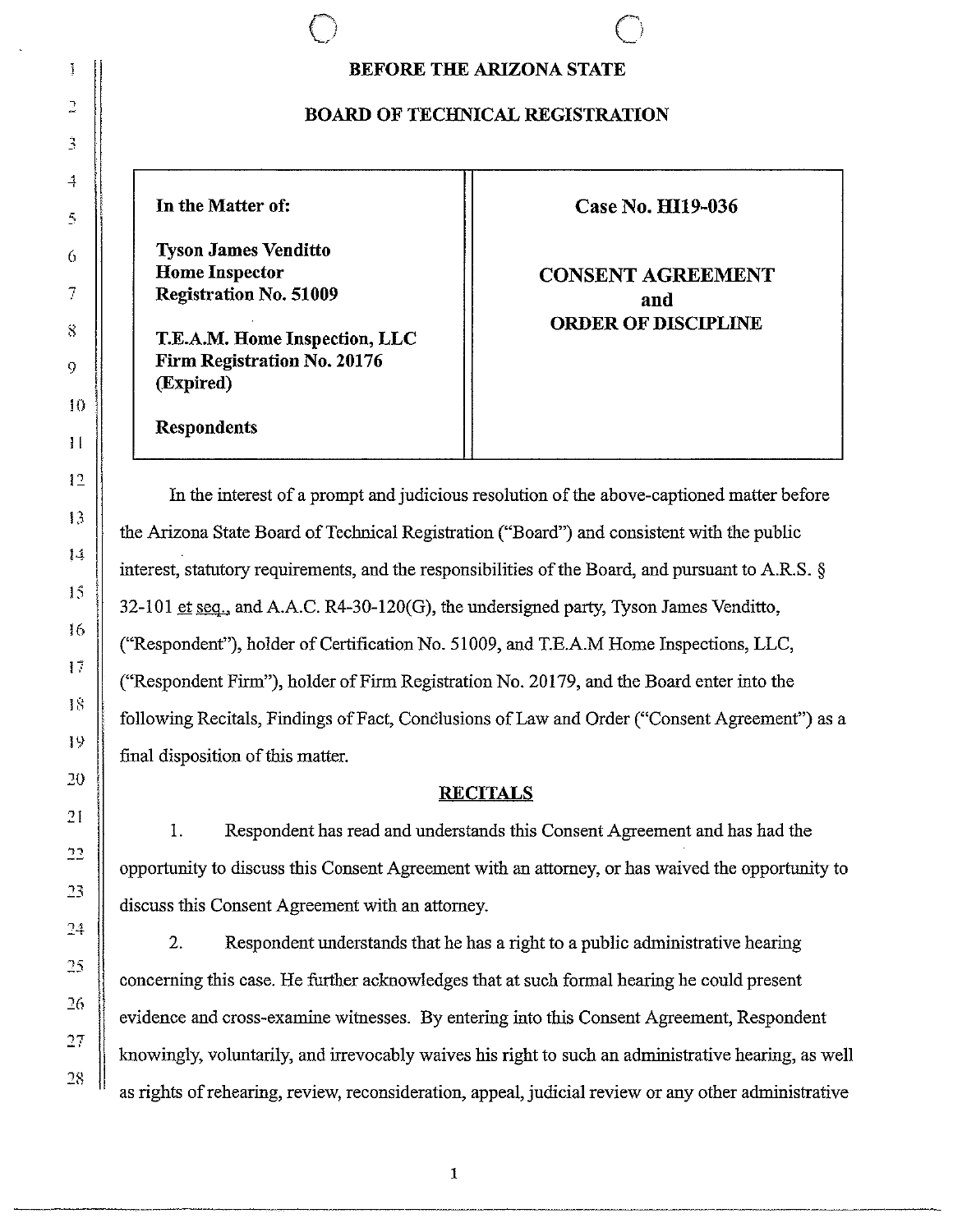# BEFORE THE ARIZONA STATE

# BOARD OF TECHNICAL REGISTRATION

| In the Matter of:<br><br>**Tyson James Venditto**<br>**Home Inspector**<br>**Registration No. 51009**<br><br>**T.E.A.M. Home Inspection, LLC**<br>**Firm Registration No. 20176**<br>**(Expired)**<br><br>**Respondents** | **Case No. HI19-036**<br><br>**CONSENT AGREEMENT**<br>**and**<br>**ORDER OF DISCIPLINE** |
|---|---|

In the interest of a prompt and judicious resolution of the above-captioned matter before the Arizona State Board of Technical Registration ("Board") and consistent with the public interest, statutory requirements, and the responsibilities of the Board, and pursuant to A.R.S. § 32-101 et seq., and A.A.C. R4-30-120(G), the undersigned party, Tyson James Venditto, ("Respondent"), holder of Certification No. 51009, and T.E.A.M Home Inspections, LLC, ("Respondent Firm"), holder of Firm Registration No. 20179, and the Board enter into the following Recitals, Findings of Fact, Conclusions of Law and Order ("Consent Agreement") as a final disposition of this matter.

## RECITALS

1. Respondent has read and understands this Consent Agreement and has had the opportunity to discuss this Consent Agreement with an attorney, or has waived the opportunity to discuss this Consent Agreement with an attorney.

2. Respondent understands that he has a right to a public administrative hearing concerning this case. He further acknowledges that at such formal hearing he could present evidence and cross-examine witnesses. By entering into this Consent Agreement, Respondent knowingly, voluntarily, and irrevocably waives his right to such an administrative hearing, as well as rights of rehearing, review, reconsideration, appeal, judicial review or any other administrative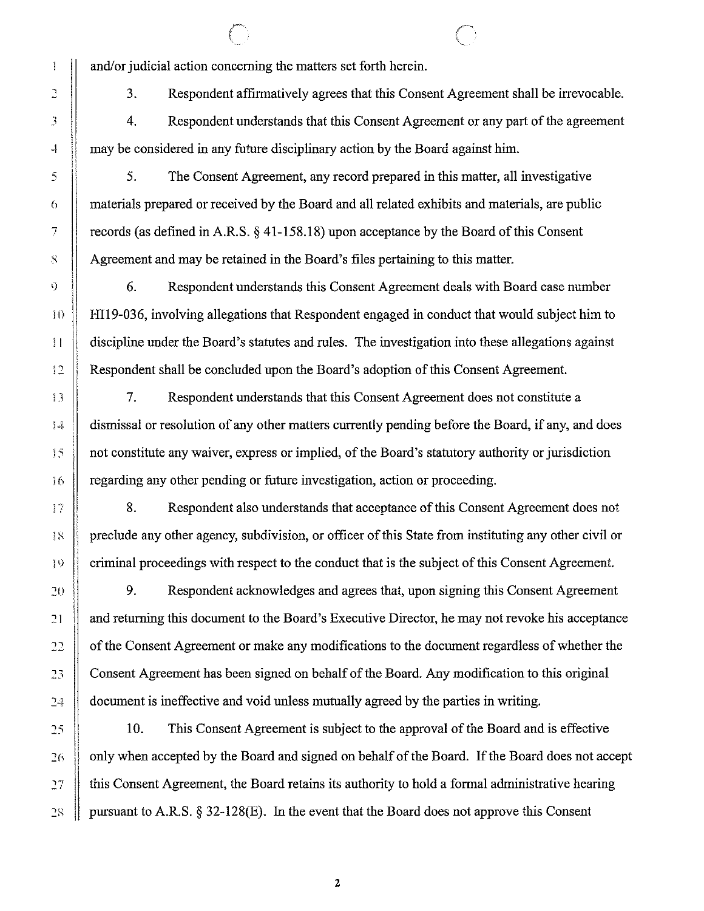and/or judicial action concerning the matters set forth herein.

3. Respondent affirmatively agrees that this Consent Agreement shall be irrevocable.

4. Respondent understands that this Consent Agreement or any part of the agreement may be considered in any future disciplinary action by the Board against him.

5. The Consent Agreement, any record prepared in this matter, all investigative materials prepared or received by the Board and all related exhibits and materials, are public records (as defined in A.R.S. § 41-158.18) upon acceptance by the Board of this Consent Agreement and may be retained in the Board's files pertaining to this matter.

6. Respondent understands this Consent Agreement deals with Board case number HI19-036, involving allegations that Respondent engaged in conduct that would subject him to discipline under the Board's statutes and rules. The investigation into these allegations against Respondent shall be concluded upon the Board's adoption of this Consent Agreement.

7. Respondent understands that this Consent Agreement does not constitute a dismissal or resolution of any other matters currently pending before the Board, if any, and does not constitute any waiver, express or implied, of the Board's statutory authority or jurisdiction regarding any other pending or future investigation, action or proceeding.

8. Respondent also understands that acceptance of this Consent Agreement does not preclude any other agency, subdivision, or officer of this State from instituting any other civil or criminal proceedings with respect to the conduct that is the subject of this Consent Agreement.

9. Respondent acknowledges and agrees that, upon signing this Consent Agreement and returning this document to the Board's Executive Director, he may not revoke his acceptance of the Consent Agreement or make any modifications to the document regardless of whether the Consent Agreement has been signed on behalf of the Board. Any modification to this original document is ineffective and void unless mutually agreed by the parties in writing.

10. This Consent Agreement is subject to the approval of the Board and is effective only when accepted by the Board and signed on behalf of the Board. If the Board does not accept this Consent Agreement, the Board retains its authority to hold a formal administrative hearing pursuant to A.R.S. § 32-128(E). In the event that the Board does not approve this Consent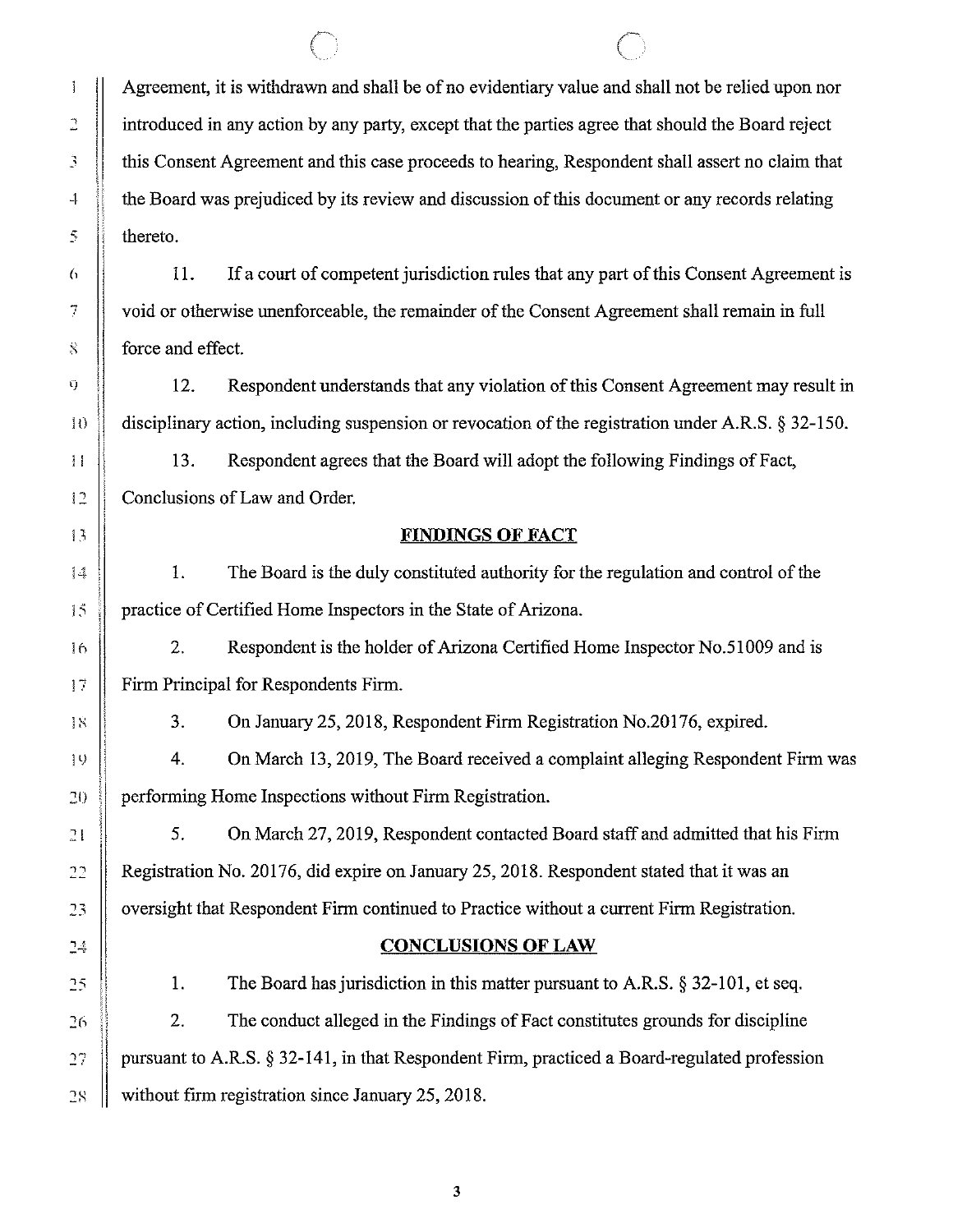Agreement, it is withdrawn and shall be of no evidentiary value and shall not be relied upon nor introduced in any action by any party, except that the parties agree that should the Board reject this Consent Agreement and this case proceeds to hearing, Respondent shall assert no claim that the Board was prejudiced by its review and discussion of this document or any records relating thereto.

11. If a court of competent jurisdiction rules that any part of this Consent Agreement is void or otherwise unenforceable, the remainder of the Consent Agreement shall remain in full force and effect.

12. Respondent understands that any violation of this Consent Agreement may result in disciplinary action, including suspension or revocation of the registration under A.R.S. § 32-150.

13. Respondent agrees that the Board will adopt the following Findings of Fact, Conclusions of Law and Order.

## **FINDINGS OF FACT**

1. The Board is the duly constituted authority for the regulation and control of the practice of Certified Home Inspectors in the State of Arizona.

2. Respondent is the holder of Arizona Certified Home Inspector No.51009 and is Firm Principal for Respondents Firm.

3. On January 25, 2018, Respondent Firm Registration No.20176, expired.

4. On March 13, 2019, The Board received a complaint alleging Respondent Firm was performing Home Inspections without Firm Registration.

5. On March 27, 2019, Respondent contacted Board staff and admitted that his Firm Registration No. 20176, did expire on January 25, 2018. Respondent stated that it was an oversight that Respondent Firm continued to Practice without a current Firm Registration.

## **CONCLUSIONS OF LAW**

1. The Board has jurisdiction in this matter pursuant to A.R.S. § 32-101, et seq.

2. The conduct alleged in the Findings of Fact constitutes grounds for discipline pursuant to A.R.S. § 32-141, in that Respondent Firm, practiced a Board-regulated profession without firm registration since January 25, 2018.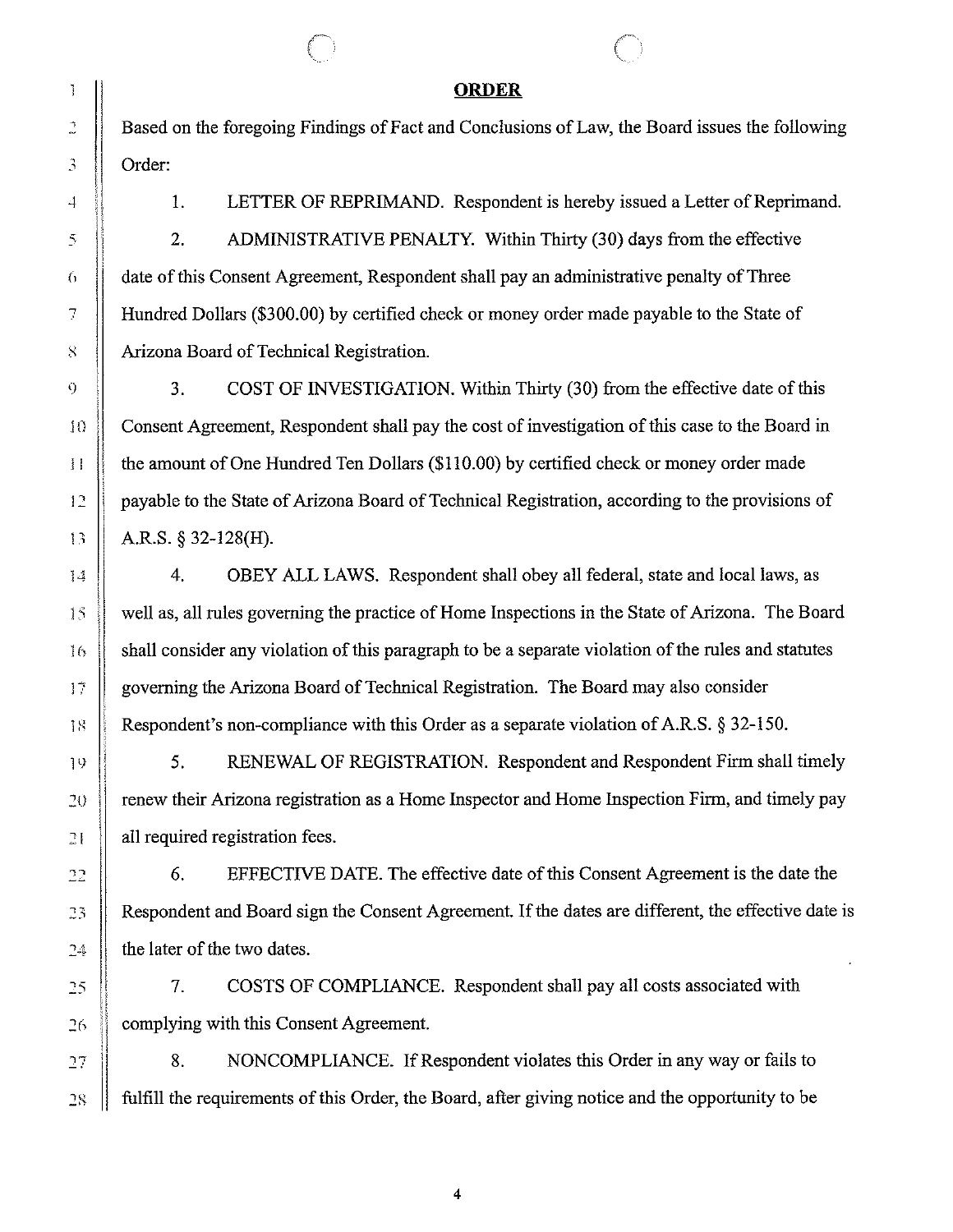**ORDER**

Based on the foregoing Findings of Fact and Conclusions of Law, the Board issues the following Order:

1. LETTER OF REPRIMAND. Respondent is hereby issued a Letter of Reprimand.

2. ADMINISTRATIVE PENALTY. Within Thirty (30) days from the effective date of this Consent Agreement, Respondent shall pay an administrative penalty of Three Hundred Dollars ($300.00) by certified check or money order made payable to the State of Arizona Board of Technical Registration.

3. COST OF INVESTIGATION. Within Thirty (30) from the effective date of this Consent Agreement, Respondent shall pay the cost of investigation of this case to the Board in the amount of One Hundred Ten Dollars ($110.00) by certified check or money order made payable to the State of Arizona Board of Technical Registration, according to the provisions of A.R.S. § 32-128(H).

4. OBEY ALL LAWS. Respondent shall obey all federal, state and local laws, as well as, all rules governing the practice of Home Inspections in the State of Arizona. The Board shall consider any violation of this paragraph to be a separate violation of the rules and statutes governing the Arizona Board of Technical Registration. The Board may also consider Respondent's non-compliance with this Order as a separate violation of A.R.S. § 32-150.

5. RENEWAL OF REGISTRATION. Respondent and Respondent Firm shall timely renew their Arizona registration as a Home Inspector and Home Inspection Firm, and timely pay all required registration fees.

6. EFFECTIVE DATE. The effective date of this Consent Agreement is the date the Respondent and Board sign the Consent Agreement. If the dates are different, the effective date is the later of the two dates.

7. COSTS OF COMPLIANCE. Respondent shall pay all costs associated with complying with this Consent Agreement.

8. NONCOMPLIANCE. If Respondent violates this Order in any way or fails to fulfill the requirements of this Order, the Board, after giving notice and the opportunity to be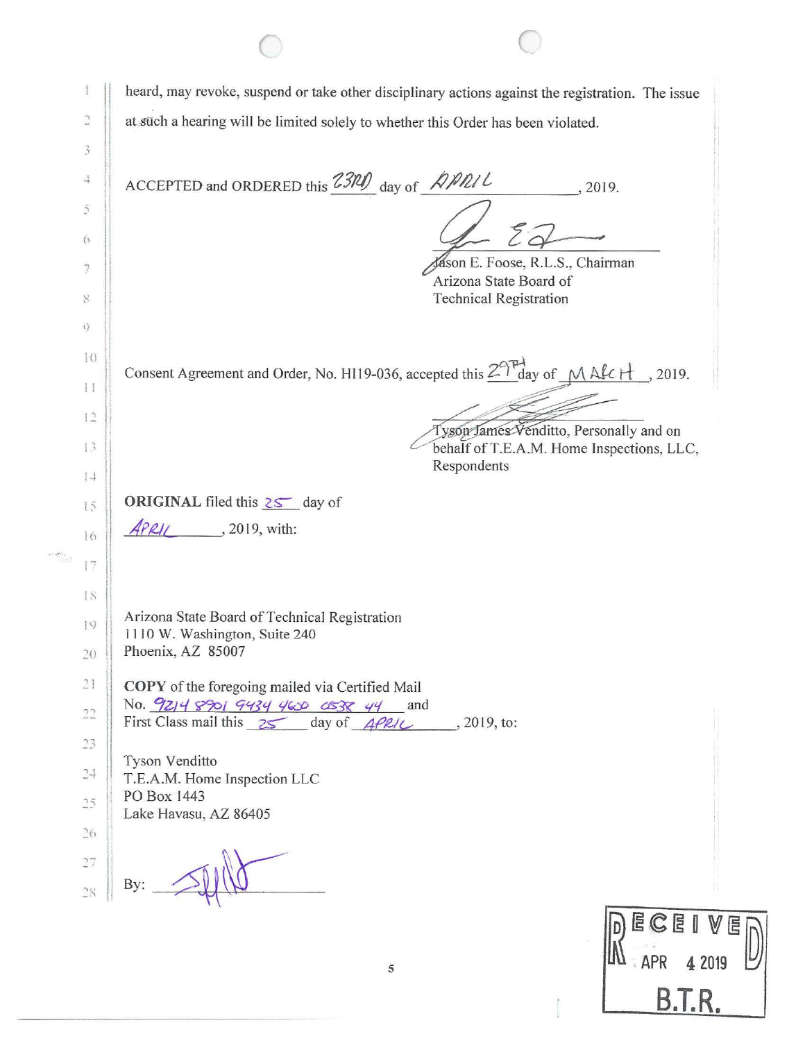heard, may revoke, suspend or take other disciplinary actions against the registration. The issue at such a hearing will be limited solely to whether this Order has been violated.

ACCEPTED and ORDERED this 23RD day of APRIL, 2019.

Jason E. Foose, R.L.S., Chairman
Arizona State Board of
Technical Registration

Consent Agreement and Order, No. HI19-036, accepted this 29TH day of MARCH, 2019.

Tyson James Venditto, Personally and on behalf of T.E.A.M. Home Inspections, LLC, Respondents

**ORIGINAL** filed this 25 day of APRIL, 2019, with:

Arizona State Board of Technical Registration
1110 W. Washington, Suite 240
Phoenix, AZ 85007

**COPY** of the foregoing mailed via Certified Mail No. 9214 8901 9434 4600 0538 44 and First Class mail this 25 day of APRIL, 2019, to:

Tyson Venditto
T.E.A.M. Home Inspection LLC
PO Box 1443
Lake Havasu, AZ 86405

By: ______________

RECEIVED
APR 4 2019
B.T.R.